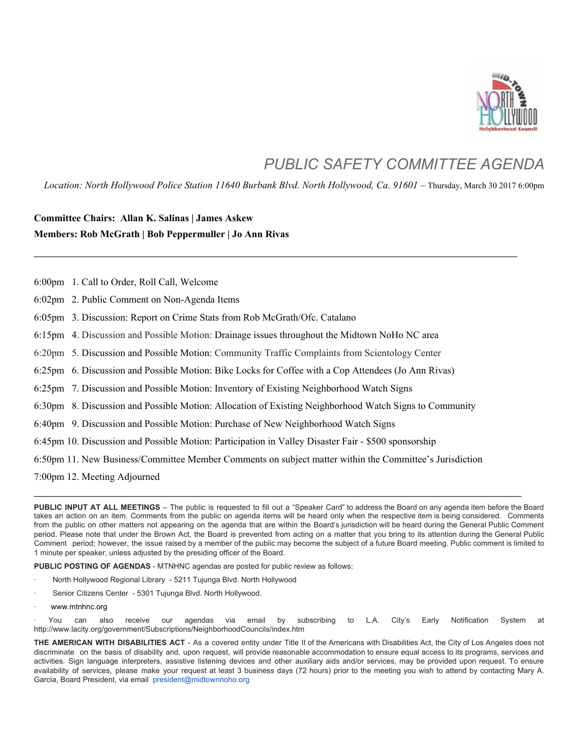# PUBLIC SAFETY COMMITTEE AGENDA

*Location: North Hollywood Police Station 11640 Burbank Blvd. North Hollywood, Ca. 91601* – Thursday, March 30 2017 6:00pm

**Committee Chairs: Allan K. Salinas | James Askew**

**Members: Rob McGrath | Bob Peppermuller | Jo Ann Rivas**

---

6:00pm 1. Call to Order, Roll Call, Welcome

6:02pm 2. Public Comment on Non-Agenda Items

6:05pm 3. Discussion: Report on Crime Stats from Rob McGrath/Ofc. Catalano

6:15pm 4. Discussion and Possible Motion: Drainage issues throughout the Midtown NoHo NC area

6:20pm 5. Discussion and Possible Motion: Community Traffic Complaints from Scientology Center

6:25pm 6. Discussion and Possible Motion: Bike Locks for Coffee with a Cop Attendees (Jo Ann Rivas)

6:25pm 7. Discussion and Possible Motion: Inventory of Existing Neighborhood Watch Signs

6:30pm 8. Discussion and Possible Motion: Allocation of Existing Neighborhood Watch Signs to Community

6:40pm 9. Discussion and Possible Motion: Purchase of New Neighborhood Watch Signs

6:45pm 10. Discussion and Possible Motion: Participation in Valley Disaster Fair - $500 sponsorship

6:50pm 11. New Business/Committee Member Comments on subject matter within the Committee's Jurisdiction

7:00pm 12. Meeting Adjourned

---

**PUBLIC INPUT AT ALL MEETINGS** – The public is requested to fill out a "Speaker Card" to address the Board on any agenda item before the Board takes an action on an item. Comments from the public on agenda items will be heard only when the respective item is being considered. Comments from the public on other matters not appearing on the agenda that are within the Board's jurisdiction will be heard during the General Public Comment period. Please note that under the Brown Act, the Board is prevented from acting on a matter that you bring to its attention during the General Public Comment period; however, the issue raised by a member of the public may become the subject of a future Board meeting. Public comment is limited to 1 minute per speaker, unless adjusted by the presiding officer of the Board.

**PUBLIC POSTING OF AGENDAS** - MTNHNC agendas are posted for public review as follows:

- North Hollywood Regional Library - 5211 Tujunga Blvd. North Hollywood
- Senior Citizens Center - 5301 Tujunga Blvd. North Hollywood.
- www.mtnhnc.org
- You can also receive our agendas via email by subscribing to L.A. City's Early Notification System at http://www.lacity.org/government/Subscriptions/NeighborhoodCouncils/index.htm

**THE AMERICAN WITH DISABILITIES ACT** - As a covered entity under Title II of the Americans with Disabilities Act, the City of Los Angeles does not discriminate on the basis of disability and, upon request, will provide reasonable accommodation to ensure equal access to its programs, services and activities. Sign language interpreters, assistive listening devices and other auxiliary aids and/or services, may be provided upon request. To ensure availability of services, please make your request at least 3 business days (72 hours) prior to the meeting you wish to attend by contacting Mary A. Garcia, Board President, via email president@midtownnoho.org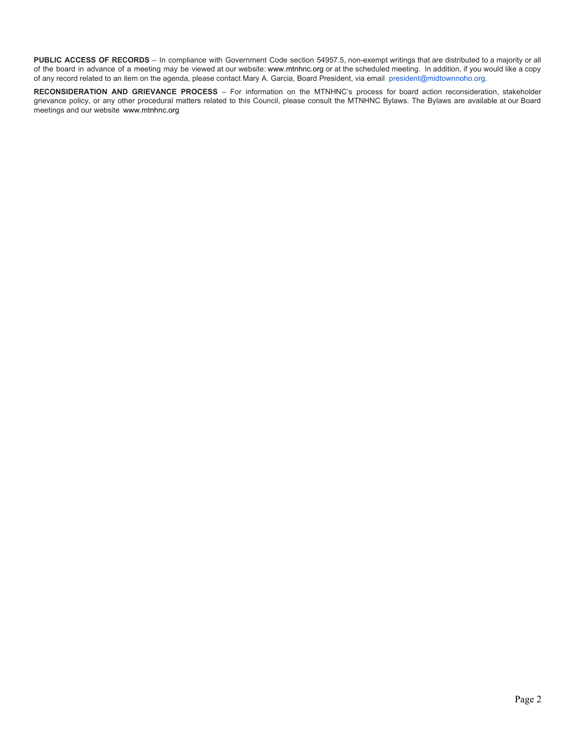**PUBLIC ACCESS OF RECORDS** – In compliance with Government Code section 54957.5, non-exempt writings that are distributed to a majority or all of the board in advance of a meeting may be viewed at our website: www.mtnhnc.org or at the scheduled meeting. In addition, if you would like a copy of any record related to an item on the agenda, please contact Mary A. Garcia, Board President, via email president@midtownnoho.org.

**RECONSIDERATION AND GRIEVANCE PROCESS** – For information on the MTNHNC's process for board action reconsideration, stakeholder grievance policy, or any other procedural matters related to this Council, please consult the MTNHNC Bylaws. The Bylaws are available at our Board meetings and our website www.mtnhnc.org